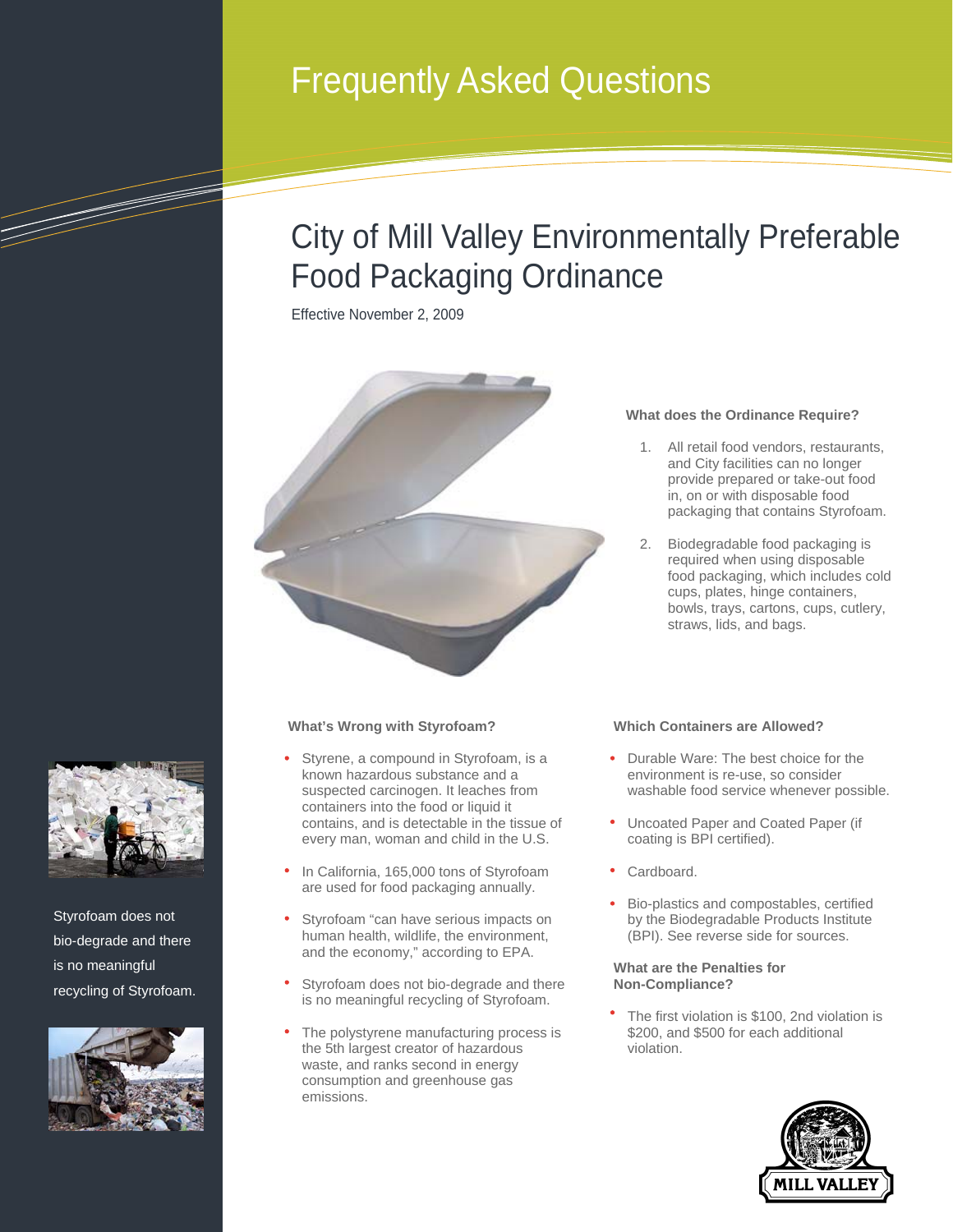# Frequently Asked Questions

## City of Mill Valley Environmentally Preferable Food Packaging Ordinance

Effective November 2, 2009

Styrofoam does not bio-degrade and there is no meaningful recycling of Styrofoam.

### What does the Ordinance Require?

1. All retail food vendors, restaurants, and City facilities can no longer provide prepared or take-out food in, on or with disposable food packaging that contains Styrofoam.
2. Biodegradable food packaging is required when using disposable food packaging, which includes cold cups, plates, hinge containers, bowls, trays, cartons, cups, cutlery, straws, lids, and bags.

### What's Wrong with Styrofoam?

- Styrene, a compound in Styrofoam, is a known hazardous substance and a suspected carcinogen. It leaches from containers into the food or liquid it contains, and is detectable in the tissue of every man, woman and child in the U.S.
- In California, 165,000 tons of Styrofoam are used for food packaging annually.
- Styrofoam "can have serious impacts on human health, wildlife, the environment, and the economy," according to EPA.
- Styrofoam does not bio-degrade and there is no meaningful recycling of Styrofoam.
- The polystyrene manufacturing process is the 5th largest creator of hazardous waste, and ranks second in energy consumption and greenhouse gas emissions.

### Which Containers are Allowed?

- Durable Ware: The best choice for the environment is re-use, so consider washable food service whenever possible.
- Uncoated Paper and Coated Paper (if coating is BPI certified).
- Cardboard.
- Bio-plastics and compostables, certified by the Biodegradable Products Institute (BPI). See reverse side for sources.

### What are the Penalties for Non-Compliance?

- The first violation is $100, 2nd violation is $200, and $500 for each additional violation.

MILL VALLEY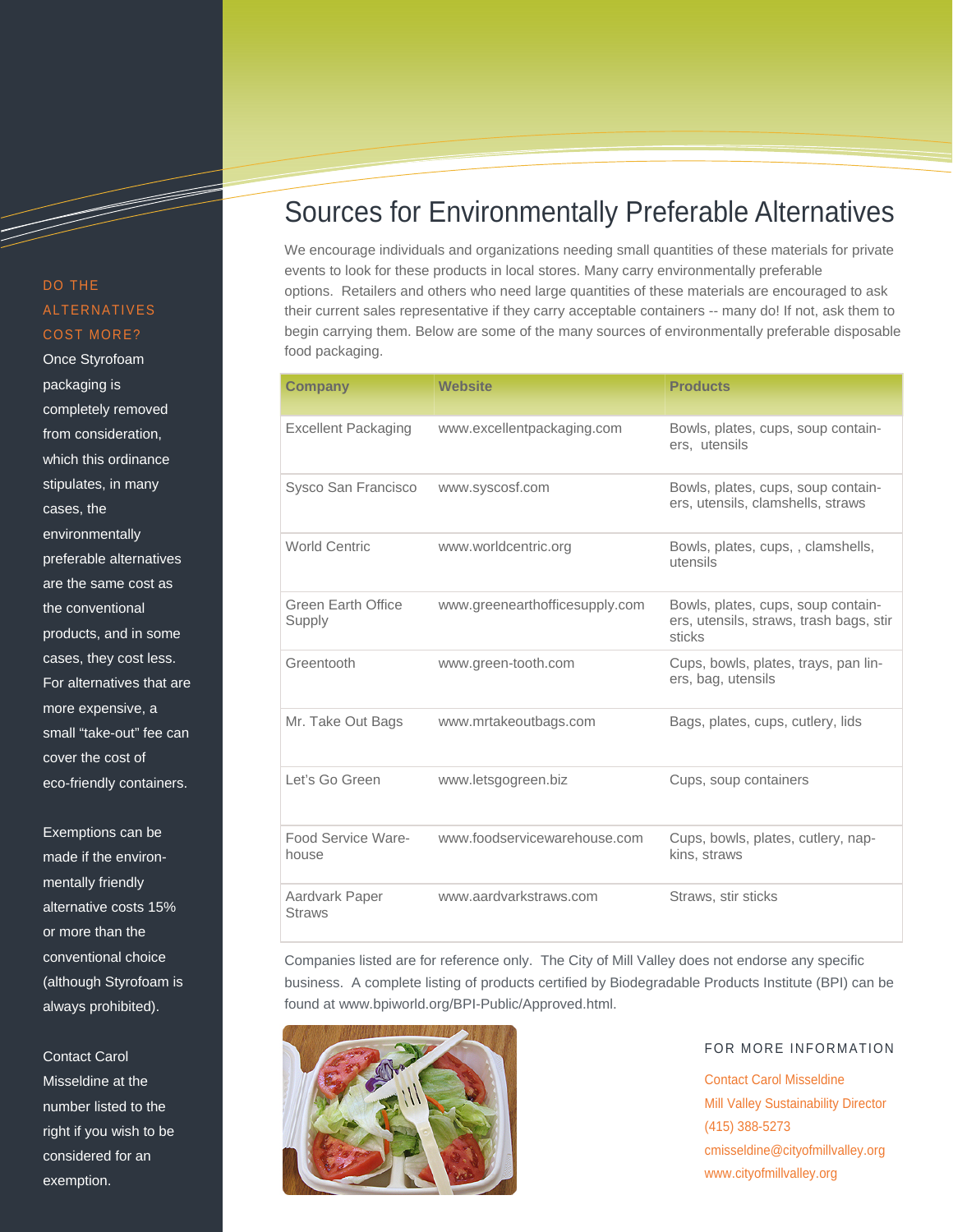# Sources for Environmentally Preferable Alternatives

We encourage individuals and organizations needing small quantities of these materials for private events to look for these products in local stores. Many carry environmentally preferable options. Retailers and others who need large quantities of these materials are encouraged to ask their current sales representative if they carry acceptable containers -- many do! If not, ask them to begin carrying them. Below are some of the many sources of environmentally preferable disposable food packaging.

| Company | Website | Products |
|---|---|---|
| Excellent Packaging | www.excellentpackaging.com | Bowls, plates, cups, soup containers, utensils |
| Sysco San Francisco | www.syscosf.com | Bowls, plates, cups, soup containers, utensils, clamshells, straws |
| World Centric | www.worldcentric.org | Bowls, plates, cups, , clamshells, utensils |
| Green Earth Office Supply | www.greenearthofficesupply.com | Bowls, plates, cups, soup containers, utensils, straws, trash bags, stir sticks |
| Greentooth | www.green-tooth.com | Cups, bowls, plates, trays, pan liners, bag, utensils |
| Mr. Take Out Bags | www.mrtakeoutbags.com | Bags, plates, cups, cutlery, lids |
| Let's Go Green | www.letsgogreen.biz | Cups, soup containers |
| Food Service Warehouse | www.foodservicewarehouse.com | Cups, bowls, plates, cutlery, napkins, straws |
| Aardvark Paper Straws | www.aardvarkstraws.com | Straws, stir sticks |

Companies listed are for reference only. The City of Mill Valley does not endorse any specific business. A complete listing of products certified by Biodegradable Products Institute (BPI) can be found at www.bpiworld.org/BPI-Public/Approved.html.

## DO THE ALTERNATIVES COST MORE?

Once Styrofoam packaging is completely removed from consideration, which this ordinance stipulates, in many cases, the environmentally preferable alternatives are the same cost as the conventional products, and in some cases, they cost less. For alternatives that are more expensive, a small "take-out" fee can cover the cost of eco-friendly containers.

Exemptions can be made if the environmentally friendly alternative costs 15% or more than the conventional choice (although Styrofoam is always prohibited).

Contact Carol Misseldine at the number listed to the right if you wish to be considered for an exemption.

## FOR MORE INFORMATION

Contact Carol Misseldine
Mill Valley Sustainability Director
(415) 388-5273
cmisseldine@cityofmillvalley.org
www.cityofmillvalley.org